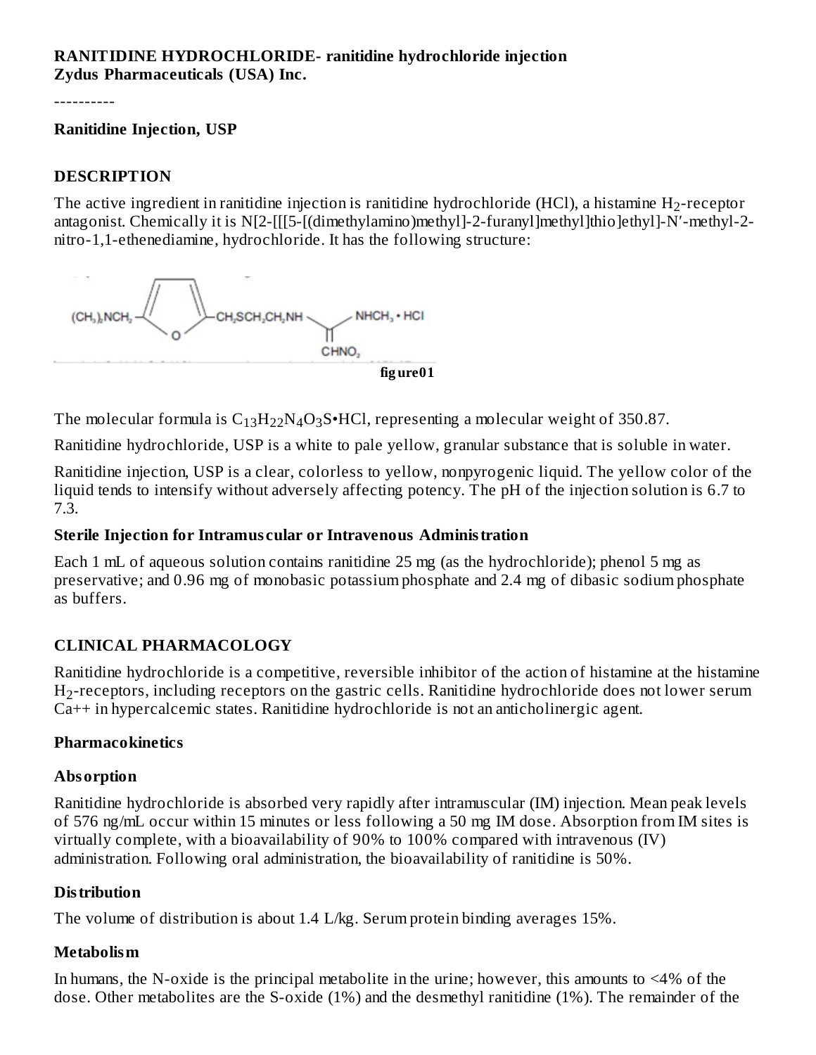**RANITIDINE HYDROCHLORIDE- ranitidine hydrochloride injection**
**Zydus Pharmaceuticals (USA) Inc.**

----------

**Ranitidine Injection, USP**

## DESCRIPTION

The active ingredient in ranitidine injection is ranitidine hydrochloride (HCl), a histamine $H_2$-receptor antagonist. Chemically it is N[2-[[[5-[(dimethylamino)methyl]-2-furanyl]methyl]thio]ethyl]-N′-methyl-2-nitro-1,1-ethenediamine, hydrochloride. It has the following structure:

figure01

The molecular formula is $C_{13}H_{22}N_4O_3S$•HCl, representing a molecular weight of 350.87.

Ranitidine hydrochloride, USP is a white to pale yellow, granular substance that is soluble in water.

Ranitidine injection, USP is a clear, colorless to yellow, nonpyrogenic liquid. The yellow color of the liquid tends to intensify without adversely affecting potency. The pH of the injection solution is 6.7 to 7.3.

**Sterile Injection for Intramuscular or Intravenous Administration**

Each 1 mL of aqueous solution contains ranitidine 25 mg (as the hydrochloride); phenol 5 mg as preservative; and 0.96 mg of monobasic potassium phosphate and 2.4 mg of dibasic sodium phosphate as buffers.

## CLINICAL PHARMACOLOGY

Ranitidine hydrochloride is a competitive, reversible inhibitor of the action of histamine at the histamine $H_2$-receptors, including receptors on the gastric cells. Ranitidine hydrochloride does not lower serum Ca++ in hypercalcemic states. Ranitidine hydrochloride is not an anticholinergic agent.

### Pharmacokinetics

### Absorption

Ranitidine hydrochloride is absorbed very rapidly after intramuscular (IM) injection. Mean peak levels of 576 ng/mL occur within 15 minutes or less following a 50 mg IM dose. Absorption from IM sites is virtually complete, with a bioavailability of 90% to 100% compared with intravenous (IV) administration. Following oral administration, the bioavailability of ranitidine is 50%.

### Distribution

The volume of distribution is about 1.4 L/kg. Serum protein binding averages 15%.

### Metabolism

In humans, the N-oxide is the principal metabolite in the urine; however, this amounts to <4% of the dose. Other metabolites are the S-oxide (1%) and the desmethyl ranitidine (1%). The remainder of the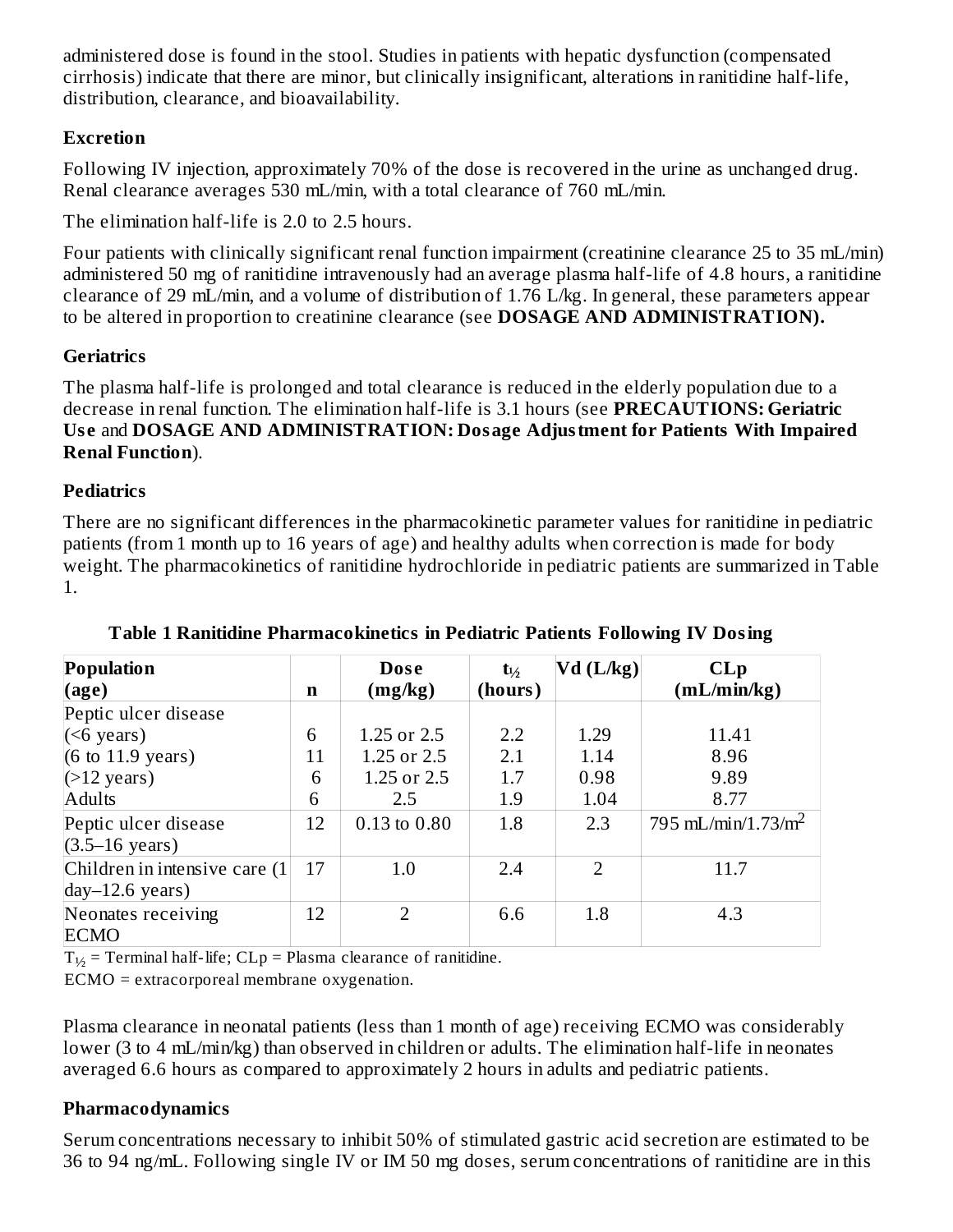administered dose is found in the stool. Studies in patients with hepatic dysfunction (compensated cirrhosis) indicate that there are minor, but clinically insignificant, alterations in ranitidine half-life, distribution, clearance, and bioavailability.

### Excretion

Following IV injection, approximately 70% of the dose is recovered in the urine as unchanged drug. Renal clearance averages 530 mL/min, with a total clearance of 760 mL/min.

The elimination half-life is 2.0 to 2.5 hours.

Four patients with clinically significant renal function impairment (creatinine clearance 25 to 35 mL/min) administered 50 mg of ranitidine intravenously had an average plasma half-life of 4.8 hours, a ranitidine clearance of 29 mL/min, and a volume of distribution of 1.76 L/kg. In general, these parameters appear to be altered in proportion to creatinine clearance (see **DOSAGE AND ADMINISTRATION).**

### Geriatrics

The plasma half-life is prolonged and total clearance is reduced in the elderly population due to a decrease in renal function. The elimination half-life is 3.1 hours (see **PRECAUTIONS: Geriatric Use** and **DOSAGE AND ADMINISTRATION: Dosage Adjustment for Patients With Impaired Renal Function**).

### Pediatrics

There are no significant differences in the pharmacokinetic parameter values for ranitidine in pediatric patients (from 1 month up to 16 years of age) and healthy adults when correction is made for body weight. The pharmacokinetics of ranitidine hydrochloride in pediatric patients are summarized in Table 1.

**Table 1 Ranitidine Pharmacokinetics in Pediatric Patients Following IV Dosing**

| Population (age) | n | Dose (mg/kg) | $t_{½}$ (hours) | Vd (L/kg) | CLp (mL/min/kg) |
|---|---|---|---|---|---|
| Peptic ulcer disease | | | | | |
| (<6 years) | 6 | 1.25 or 2.5 | 2.2 | 1.29 | 11.41 |
| (6 to 11.9 years) | 11 | 1.25 or 2.5 | 2.1 | 1.14 | 8.96 |
| (>12 years) | 6 | 1.25 or 2.5 | 1.7 | 0.98 | 9.89 |
| Adults | 6 | 2.5 | 1.9 | 1.04 | 8.77 |
| Peptic ulcer disease (3.5–16 years) | 12 | 0.13 to 0.80 | 1.8 | 2.3 | 795 mL/min/1.73/$m^2$ |
| Children in intensive care (1 day–12.6 years) | 17 | 1.0 | 2.4 | 2 | 11.7 |
| Neonates receiving ECMO | 12 | 2 | 6.6 | 1.8 | 4.3 |

$T_{½}$ = Terminal half-life; CLp = Plasma clearance of ranitidine.

ECMO = extracorporeal membrane oxygenation.

Plasma clearance in neonatal patients (less than 1 month of age) receiving ECMO was considerably lower (3 to 4 mL/min/kg) than observed in children or adults. The elimination half-life in neonates averaged 6.6 hours as compared to approximately 2 hours in adults and pediatric patients.

### Pharmacodynamics

Serum concentrations necessary to inhibit 50% of stimulated gastric acid secretion are estimated to be 36 to 94 ng/mL. Following single IV or IM 50 mg doses, serum concentrations of ranitidine are in this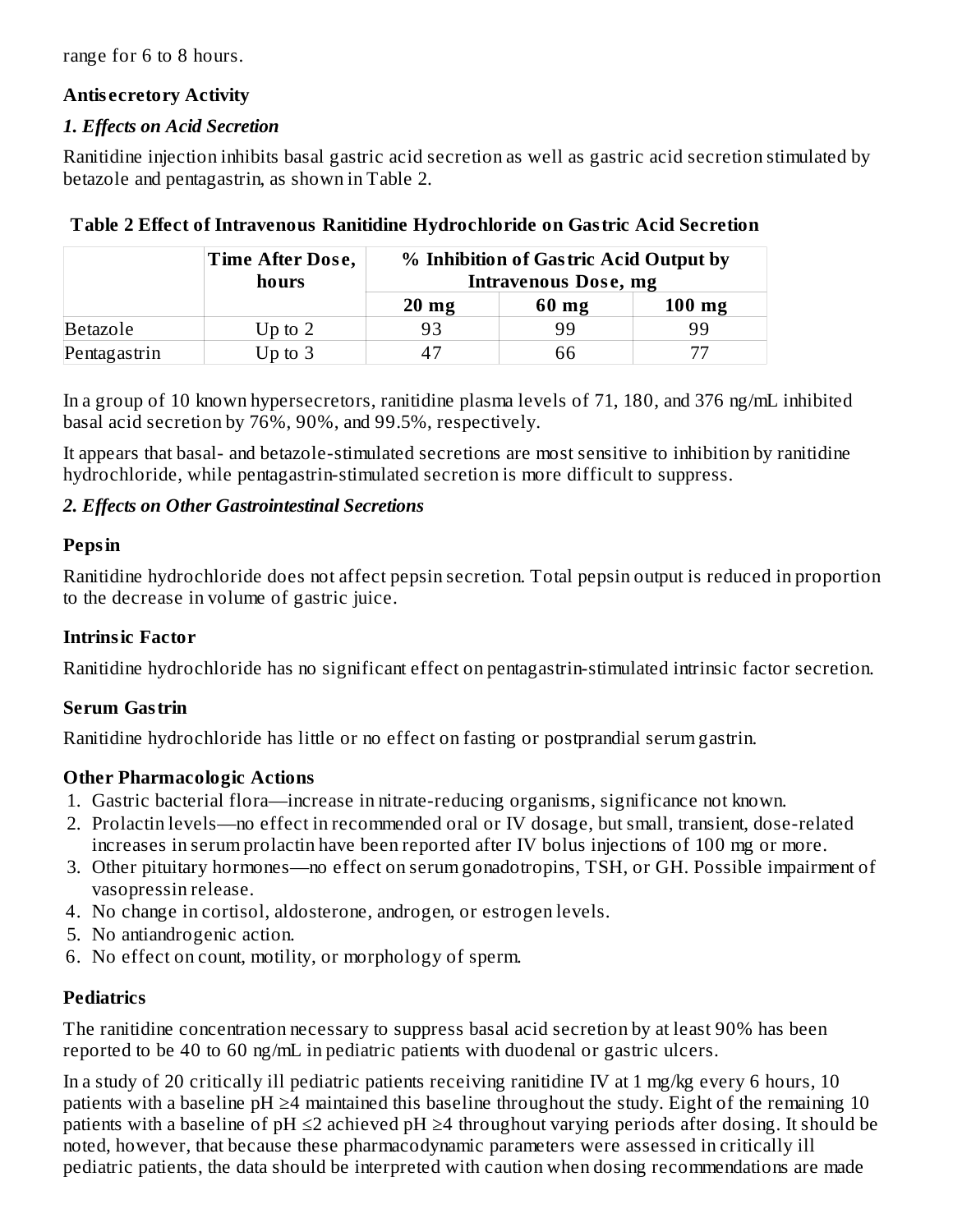range for 6 to 8 hours.

**Antisecretory Activity**

***1. Effects on Acid Secretion***

Ranitidine injection inhibits basal gastric acid secretion as well as gastric acid secretion stimulated by betazole and pentagastrin, as shown in Table 2.

**Table 2 Effect of Intravenous Ranitidine Hydrochloride on Gastric Acid Secretion**

| | Time After Dose, hours | % Inhibition of Gastric Acid Output by Intravenous Dose, mg | | |
|---|---|---|---|---|
| | | 20 mg | 60 mg | 100 mg |
| Betazole | Up to 2 | 93 | 99 | 99 |
| Pentagastrin | Up to 3 | 47 | 66 | 77 |

In a group of 10 known hypersecretors, ranitidine plasma levels of 71, 180, and 376 ng/mL inhibited basal acid secretion by 76%, 90%, and 99.5%, respectively.

It appears that basal- and betazole-stimulated secretions are most sensitive to inhibition by ranitidine hydrochloride, while pentagastrin-stimulated secretion is more difficult to suppress.

***2. Effects on Other Gastrointestinal Secretions***

**Pepsin**

Ranitidine hydrochloride does not affect pepsin secretion. Total pepsin output is reduced in proportion to the decrease in volume of gastric juice.

**Intrinsic Factor**

Ranitidine hydrochloride has no significant effect on pentagastrin-stimulated intrinsic factor secretion.

**Serum Gastrin**

Ranitidine hydrochloride has little or no effect on fasting or postprandial serum gastrin.

**Other Pharmacologic Actions**

1. Gastric bacterial flora—increase in nitrate-reducing organisms, significance not known.
2. Prolactin levels—no effect in recommended oral or IV dosage, but small, transient, dose-related increases in serum prolactin have been reported after IV bolus injections of 100 mg or more.
3. Other pituitary hormones—no effect on serum gonadotropins, TSH, or GH. Possible impairment of vasopressin release.
4. No change in cortisol, aldosterone, androgen, or estrogen levels.
5. No antiandrogenic action.
6. No effect on count, motility, or morphology of sperm.

**Pediatrics**

The ranitidine concentration necessary to suppress basal acid secretion by at least 90% has been reported to be 40 to 60 ng/mL in pediatric patients with duodenal or gastric ulcers.

In a study of 20 critically ill pediatric patients receiving ranitidine IV at 1 mg/kg every 6 hours, 10 patients with a baseline pH ≥4 maintained this baseline throughout the study. Eight of the remaining 10 patients with a baseline of pH ≤2 achieved pH ≥4 throughout varying periods after dosing. It should be noted, however, that because these pharmacodynamic parameters were assessed in critically ill pediatric patients, the data should be interpreted with caution when dosing recommendations are made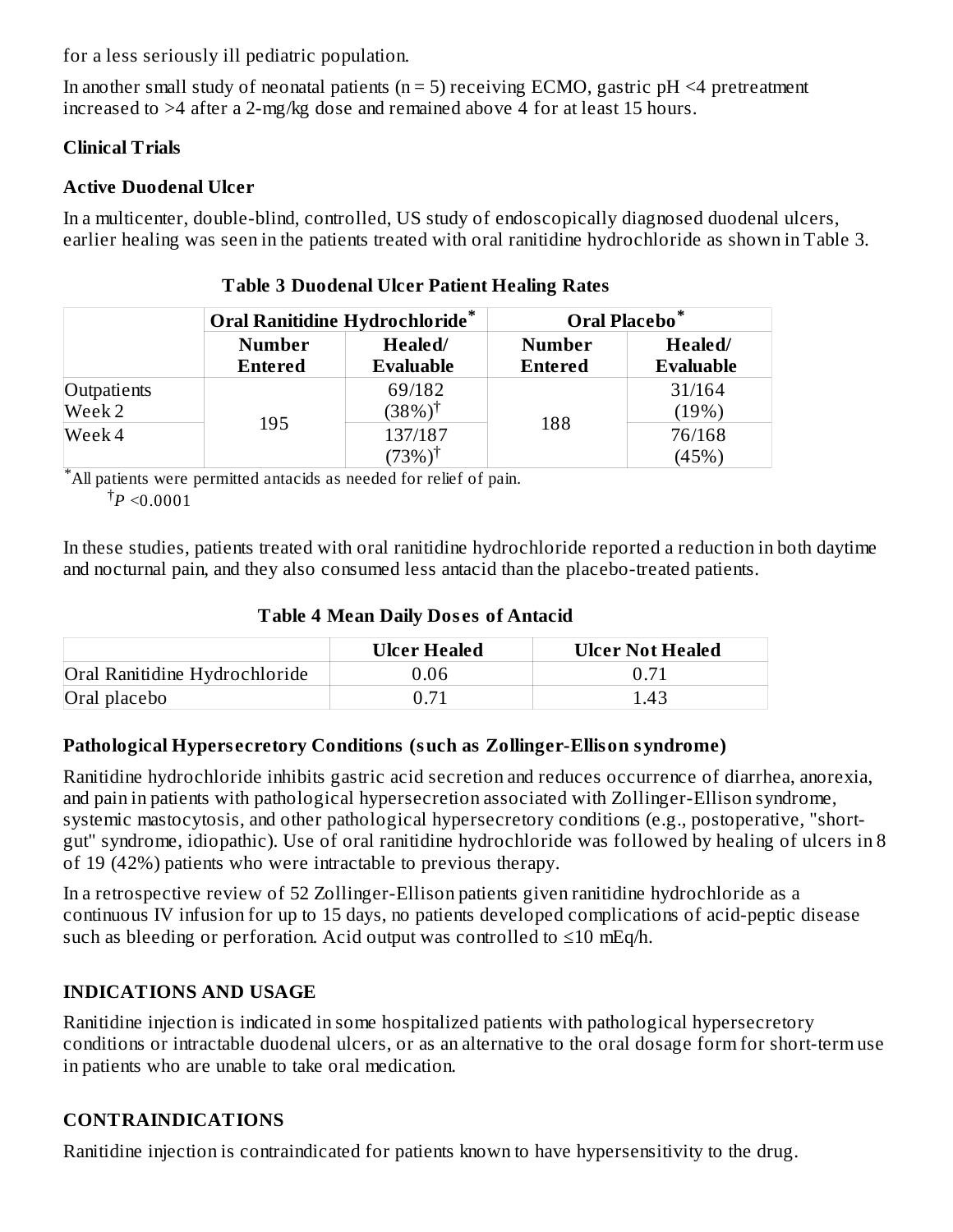for a less seriously ill pediatric population.

In another small study of neonatal patients (n = 5) receiving ECMO, gastric pH <4 pretreatment increased to >4 after a 2-mg/kg dose and remained above 4 for at least 15 hours.

**Clinical Trials**

**Active Duodenal Ulcer**

In a multicenter, double-blind, controlled, US study of endoscopically diagnosed duodenal ulcers, earlier healing was seen in the patients treated with oral ranitidine hydrochloride as shown in Table 3.

**Table 3 Duodenal Ulcer Patient Healing Rates**

| | Oral Ranitidine Hydrochloride* | | Oral Placebo* | |
|---|---|---|---|---|
| | **Number Entered** | **Healed/ Evaluable** | **Number Entered** | **Healed/ Evaluable** |
| Outpatients Week 2 | 195 | 69/182 (38%)† | 188 | 31/164 (19%) |
| Week 4 | | 137/187 (73%)† | | 76/168 (45%) |

*All patients were permitted antacids as needed for relief of pain.

†*P* <0.0001

In these studies, patients treated with oral ranitidine hydrochloride reported a reduction in both daytime and nocturnal pain, and they also consumed less antacid than the placebo-treated patients.

**Table 4 Mean Daily Doses of Antacid**

| | Ulcer Healed | Ulcer Not Healed |
|---|---|---|
| Oral Ranitidine Hydrochloride | 0.06 | 0.71 |
| Oral placebo | 0.71 | 1.43 |

**Pathological Hypersecretory Conditions (such as Zollinger-Ellison syndrome)**

Ranitidine hydrochloride inhibits gastric acid secretion and reduces occurrence of diarrhea, anorexia, and pain in patients with pathological hypersecretion associated with Zollinger-Ellison syndrome, systemic mastocytosis, and other pathological hypersecretory conditions (e.g., postoperative, "short-gut" syndrome, idiopathic). Use of oral ranitidine hydrochloride was followed by healing of ulcers in 8 of 19 (42%) patients who were intractable to previous therapy.

In a retrospective review of 52 Zollinger-Ellison patients given ranitidine hydrochloride as a continuous IV infusion for up to 15 days, no patients developed complications of acid-peptic disease such as bleeding or perforation. Acid output was controlled to ≤10 mEq/h.

## INDICATIONS AND USAGE

Ranitidine injection is indicated in some hospitalized patients with pathological hypersecretory conditions or intractable duodenal ulcers, or as an alternative to the oral dosage form for short-term use in patients who are unable to take oral medication.

## CONTRAINDICATIONS

Ranitidine injection is contraindicated for patients known to have hypersensitivity to the drug.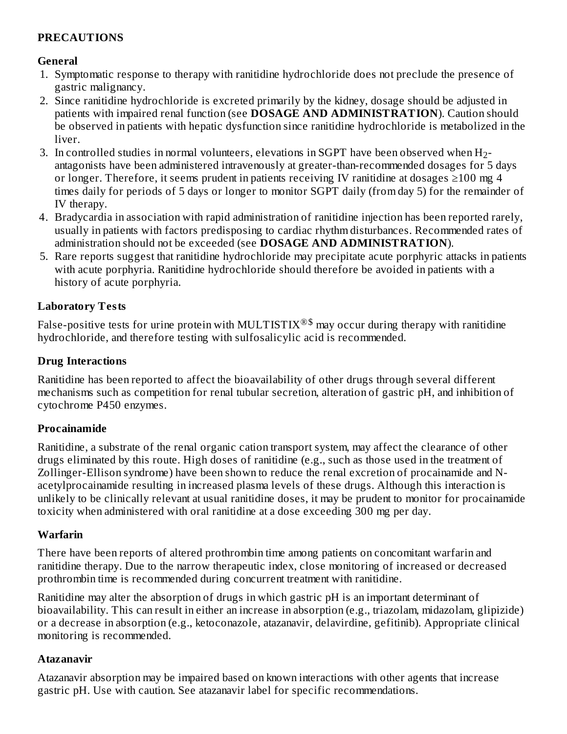## PRECAUTIONS

### General

1. Symptomatic response to therapy with ranitidine hydrochloride does not preclude the presence of gastric malignancy.
2. Since ranitidine hydrochloride is excreted primarily by the kidney, dosage should be adjusted in patients with impaired renal function (see **DOSAGE AND ADMINISTRATION**). Caution should be observed in patients with hepatic dysfunction since ranitidine hydrochloride is metabolized in the liver.
3. In controlled studies in normal volunteers, elevations in SGPT have been observed when $H_2$-antagonists have been administered intravenously at greater-than-recommended dosages for 5 days or longer. Therefore, it seems prudent in patients receiving IV ranitidine at dosages ≥100 mg 4 times daily for periods of 5 days or longer to monitor SGPT daily (from day 5) for the remainder of IV therapy.
4. Bradycardia in association with rapid administration of ranitidine injection has been reported rarely, usually in patients with factors predisposing to cardiac rhythm disturbances. Recommended rates of administration should not be exceeded (see **DOSAGE AND ADMINISTRATION**).
5. Rare reports suggest that ranitidine hydrochloride may precipitate acute porphyric attacks in patients with acute porphyria. Ranitidine hydrochloride should therefore be avoided in patients with a history of acute porphyria.

### Laboratory Tests

False-positive tests for urine protein with MULTISTIX®$ may occur during therapy with ranitidine hydrochloride, and therefore testing with sulfosalicylic acid is recommended.

### Drug Interactions

Ranitidine has been reported to affect the bioavailability of other drugs through several different mechanisms such as competition for renal tubular secretion, alteration of gastric pH, and inhibition of cytochrome P450 enzymes.

### Procainamide

Ranitidine, a substrate of the renal organic cation transport system, may affect the clearance of other drugs eliminated by this route. High doses of ranitidine (e.g., such as those used in the treatment of Zollinger-Ellison syndrome) have been shown to reduce the renal excretion of procainamide and N-acetylprocainamide resulting in increased plasma levels of these drugs. Although this interaction is unlikely to be clinically relevant at usual ranitidine doses, it may be prudent to monitor for procainamide toxicity when administered with oral ranitidine at a dose exceeding 300 mg per day.

### Warfarin

There have been reports of altered prothrombin time among patients on concomitant warfarin and ranitidine therapy. Due to the narrow therapeutic index, close monitoring of increased or decreased prothrombin time is recommended during concurrent treatment with ranitidine.

Ranitidine may alter the absorption of drugs in which gastric pH is an important determinant of bioavailability. This can result in either an increase in absorption (e.g., triazolam, midazolam, glipizide) or a decrease in absorption (e.g., ketoconazole, atazanavir, delavirdine, gefitinib). Appropriate clinical monitoring is recommended.

### Atazanavir

Atazanavir absorption may be impaired based on known interactions with other agents that increase gastric pH. Use with caution. See atazanavir label for specific recommendations.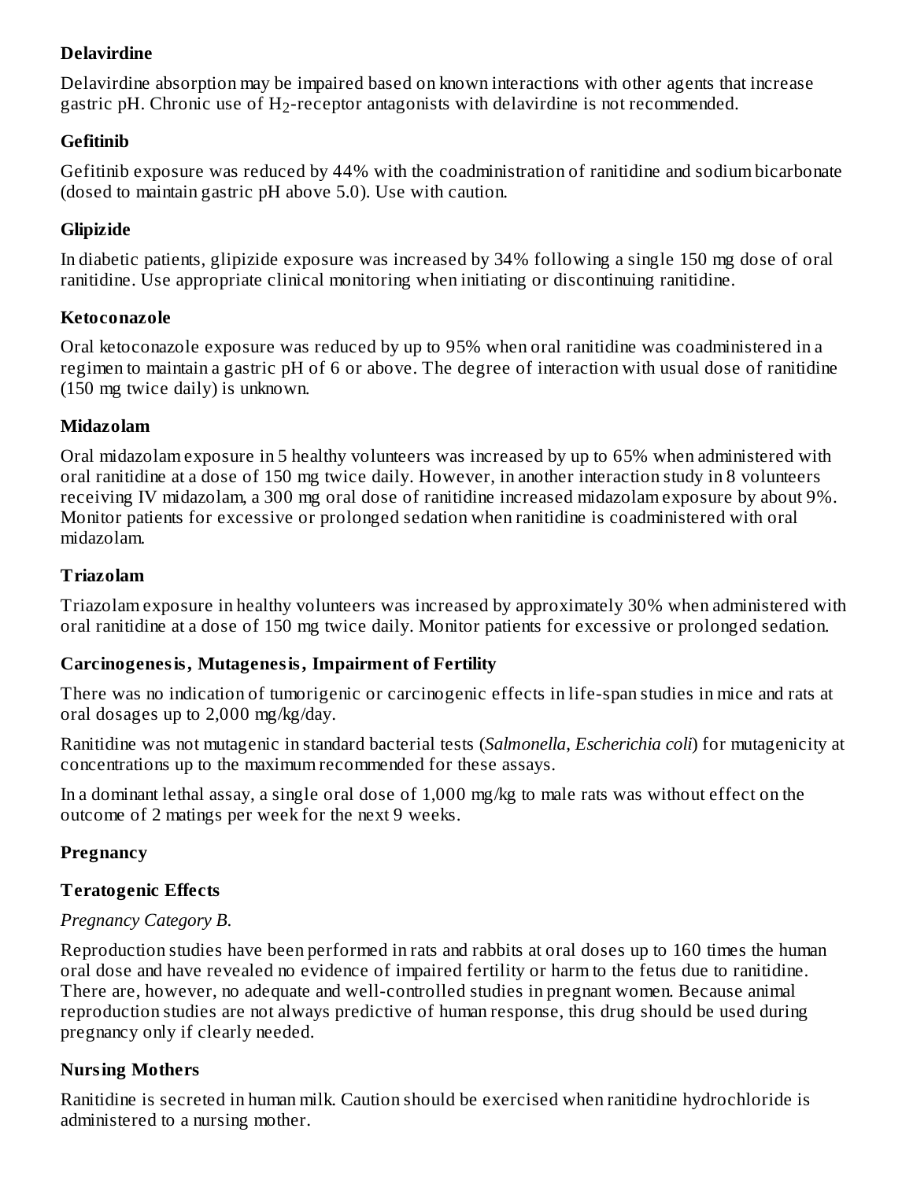**Delavirdine**

Delavirdine absorption may be impaired based on known interactions with other agents that increase gastric pH. Chronic use of $H_2$-receptor antagonists with delavirdine is not recommended.

**Gefitinib**

Gefitinib exposure was reduced by 44% with the coadministration of ranitidine and sodium bicarbonate (dosed to maintain gastric pH above 5.0). Use with caution.

**Glipizide**

In diabetic patients, glipizide exposure was increased by 34% following a single 150 mg dose of oral ranitidine. Use appropriate clinical monitoring when initiating or discontinuing ranitidine.

**Ketoconazole**

Oral ketoconazole exposure was reduced by up to 95% when oral ranitidine was coadministered in a regimen to maintain a gastric pH of 6 or above. The degree of interaction with usual dose of ranitidine (150 mg twice daily) is unknown.

**Midazolam**

Oral midazolam exposure in 5 healthy volunteers was increased by up to 65% when administered with oral ranitidine at a dose of 150 mg twice daily. However, in another interaction study in 8 volunteers receiving IV midazolam, a 300 mg oral dose of ranitidine increased midazolam exposure by about 9%. Monitor patients for excessive or prolonged sedation when ranitidine is coadministered with oral midazolam.

**Triazolam**

Triazolam exposure in healthy volunteers was increased by approximately 30% when administered with oral ranitidine at a dose of 150 mg twice daily. Monitor patients for excessive or prolonged sedation.

**Carcinogenesis, Mutagenesis, Impairment of Fertility**

There was no indication of tumorigenic or carcinogenic effects in life-span studies in mice and rats at oral dosages up to 2,000 mg/kg/day.

Ranitidine was not mutagenic in standard bacterial tests (*Salmonella*, *Escherichia coli*) for mutagenicity at concentrations up to the maximum recommended for these assays.

In a dominant lethal assay, a single oral dose of 1,000 mg/kg to male rats was without effect on the outcome of 2 matings per week for the next 9 weeks.

**Pregnancy**

**Teratogenic Effects**

*Pregnancy Category B.*

Reproduction studies have been performed in rats and rabbits at oral doses up to 160 times the human oral dose and have revealed no evidence of impaired fertility or harm to the fetus due to ranitidine. There are, however, no adequate and well-controlled studies in pregnant women. Because animal reproduction studies are not always predictive of human response, this drug should be used during pregnancy only if clearly needed.

**Nursing Mothers**

Ranitidine is secreted in human milk. Caution should be exercised when ranitidine hydrochloride is administered to a nursing mother.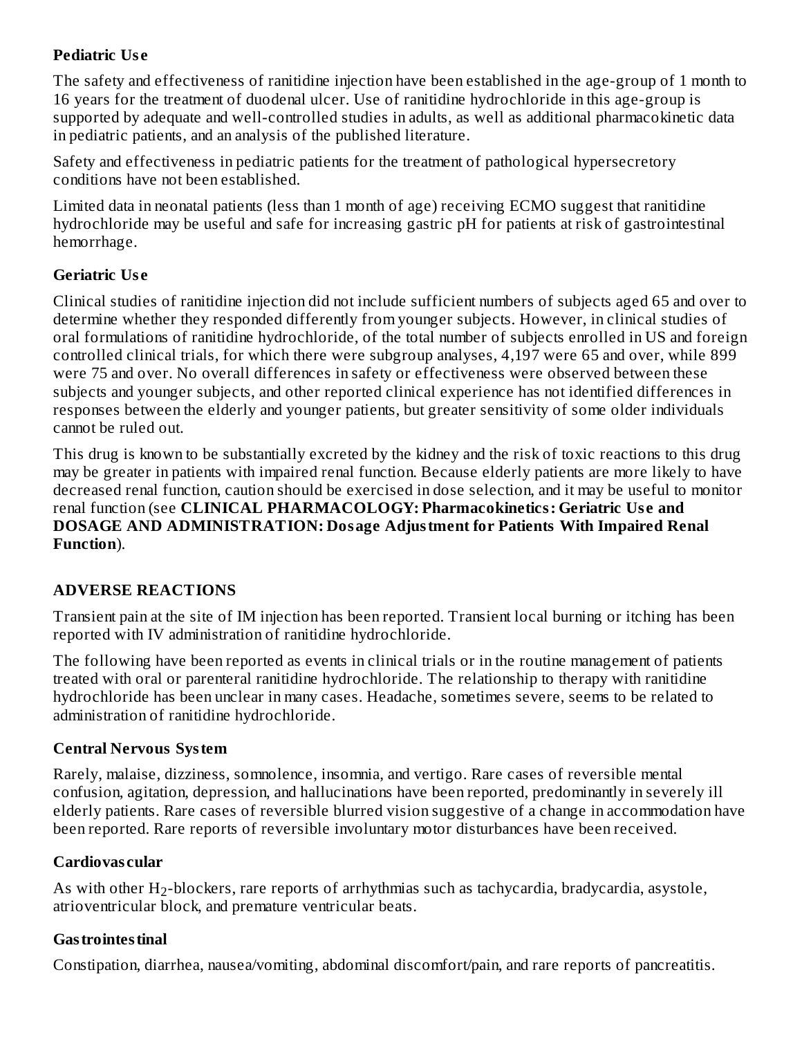### Pediatric Use

The safety and effectiveness of ranitidine injection have been established in the age-group of 1 month to 16 years for the treatment of duodenal ulcer. Use of ranitidine hydrochloride in this age-group is supported by adequate and well-controlled studies in adults, as well as additional pharmacokinetic data in pediatric patients, and an analysis of the published literature.

Safety and effectiveness in pediatric patients for the treatment of pathological hypersecretory conditions have not been established.

Limited data in neonatal patients (less than 1 month of age) receiving ECMO suggest that ranitidine hydrochloride may be useful and safe for increasing gastric pH for patients at risk of gastrointestinal hemorrhage.

### Geriatric Use

Clinical studies of ranitidine injection did not include sufficient numbers of subjects aged 65 and over to determine whether they responded differently from younger subjects. However, in clinical studies of oral formulations of ranitidine hydrochloride, of the total number of subjects enrolled in US and foreign controlled clinical trials, for which there were subgroup analyses, 4,197 were 65 and over, while 899 were 75 and over. No overall differences in safety or effectiveness were observed between these subjects and younger subjects, and other reported clinical experience has not identified differences in responses between the elderly and younger patients, but greater sensitivity of some older individuals cannot be ruled out.

This drug is known to be substantially excreted by the kidney and the risk of toxic reactions to this drug may be greater in patients with impaired renal function. Because elderly patients are more likely to have decreased renal function, caution should be exercised in dose selection, and it may be useful to monitor renal function (see **CLINICAL PHARMACOLOGY: Pharmacokinetics: Geriatric Use and DOSAGE AND ADMINISTRATION: Dosage Adjustment for Patients With Impaired Renal Function**).

## ADVERSE REACTIONS

Transient pain at the site of IM injection has been reported. Transient local burning or itching has been reported with IV administration of ranitidine hydrochloride.

The following have been reported as events in clinical trials or in the routine management of patients treated with oral or parenteral ranitidine hydrochloride. The relationship to therapy with ranitidine hydrochloride has been unclear in many cases. Headache, sometimes severe, seems to be related to administration of ranitidine hydrochloride.

### Central Nervous System

Rarely, malaise, dizziness, somnolence, insomnia, and vertigo. Rare cases of reversible mental confusion, agitation, depression, and hallucinations have been reported, predominantly in severely ill elderly patients. Rare cases of reversible blurred vision suggestive of a change in accommodation have been reported. Rare reports of reversible involuntary motor disturbances have been received.

### Cardiovascular

As with other $H_2$-blockers, rare reports of arrhythmias such as tachycardia, bradycardia, asystole, atrioventricular block, and premature ventricular beats.

### Gastrointestinal

Constipation, diarrhea, nausea/vomiting, abdominal discomfort/pain, and rare reports of pancreatitis.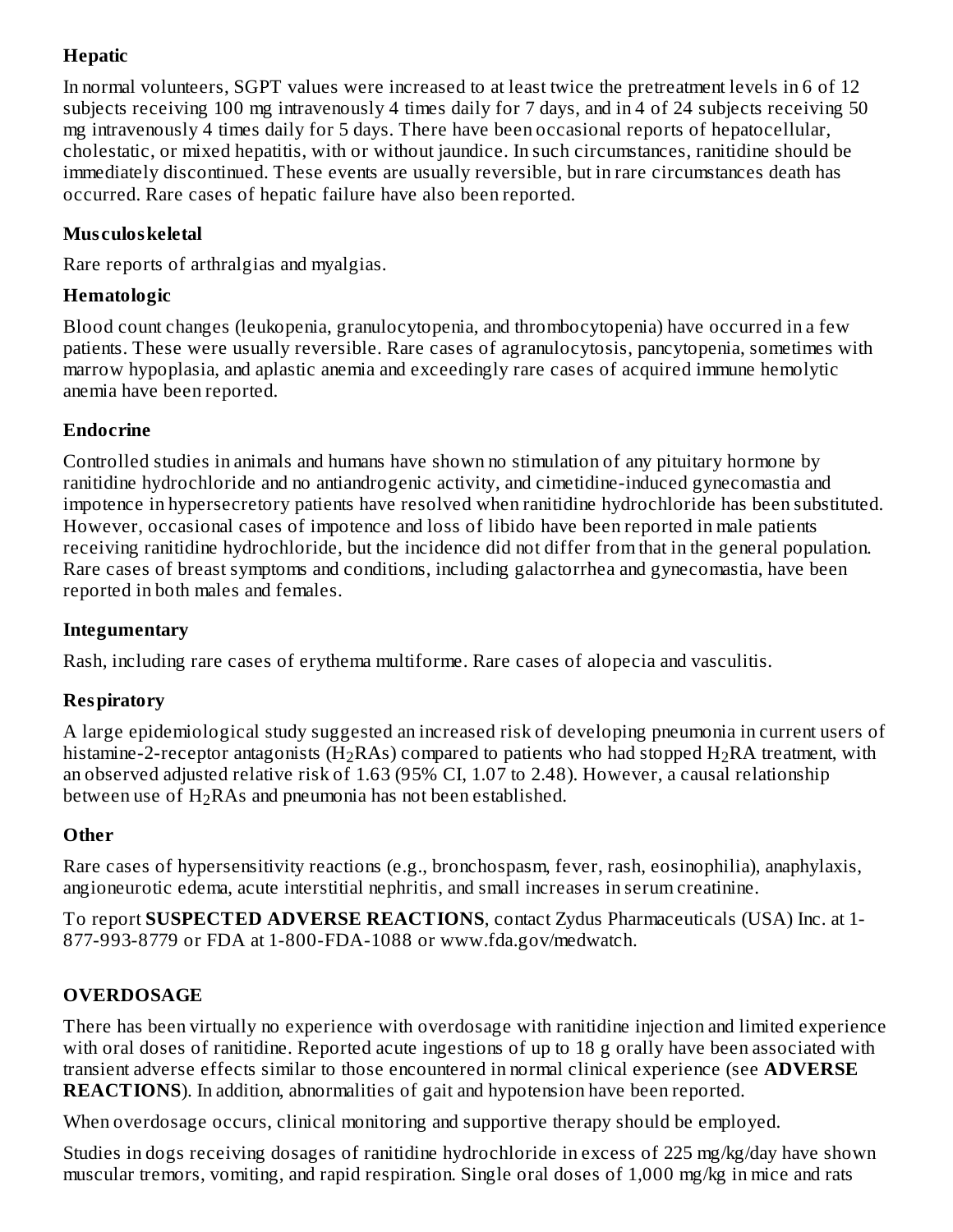**Hepatic**

In normal volunteers, SGPT values were increased to at least twice the pretreatment levels in 6 of 12 subjects receiving 100 mg intravenously 4 times daily for 7 days, and in 4 of 24 subjects receiving 50 mg intravenously 4 times daily for 5 days. There have been occasional reports of hepatocellular, cholestatic, or mixed hepatitis, with or without jaundice. In such circumstances, ranitidine should be immediately discontinued. These events are usually reversible, but in rare circumstances death has occurred. Rare cases of hepatic failure have also been reported.

**Musculoskeletal**

Rare reports of arthralgias and myalgias.

**Hematologic**

Blood count changes (leukopenia, granulocytopenia, and thrombocytopenia) have occurred in a few patients. These were usually reversible. Rare cases of agranulocytosis, pancytopenia, sometimes with marrow hypoplasia, and aplastic anemia and exceedingly rare cases of acquired immune hemolytic anemia have been reported.

**Endocrine**

Controlled studies in animals and humans have shown no stimulation of any pituitary hormone by ranitidine hydrochloride and no antiandrogenic activity, and cimetidine-induced gynecomastia and impotence in hypersecretory patients have resolved when ranitidine hydrochloride has been substituted. However, occasional cases of impotence and loss of libido have been reported in male patients receiving ranitidine hydrochloride, but the incidence did not differ from that in the general population. Rare cases of breast symptoms and conditions, including galactorrhea and gynecomastia, have been reported in both males and females.

**Integumentary**

Rash, including rare cases of erythema multiforme. Rare cases of alopecia and vasculitis.

**Respiratory**

A large epidemiological study suggested an increased risk of developing pneumonia in current users of histamine-2-receptor antagonists ($H_2$RAs) compared to patients who had stopped $H_2$RA treatment, with an observed adjusted relative risk of 1.63 (95% CI, 1.07 to 2.48). However, a causal relationship between use of $H_2$RAs and pneumonia has not been established.

**Other**

Rare cases of hypersensitivity reactions (e.g., bronchospasm, fever, rash, eosinophilia), anaphylaxis, angioneurotic edema, acute interstitial nephritis, and small increases in serum creatinine.

To report **SUSPECTED ADVERSE REACTIONS**, contact Zydus Pharmaceuticals (USA) Inc. at 1-877-993-8779 or FDA at 1-800-FDA-1088 or www.fda.gov/medwatch.

## OVERDOSAGE

There has been virtually no experience with overdosage with ranitidine injection and limited experience with oral doses of ranitidine. Reported acute ingestions of up to 18 g orally have been associated with transient adverse effects similar to those encountered in normal clinical experience (see **ADVERSE REACTIONS**). In addition, abnormalities of gait and hypotension have been reported.

When overdosage occurs, clinical monitoring and supportive therapy should be employed.

Studies in dogs receiving dosages of ranitidine hydrochloride in excess of 225 mg/kg/day have shown muscular tremors, vomiting, and rapid respiration. Single oral doses of 1,000 mg/kg in mice and rats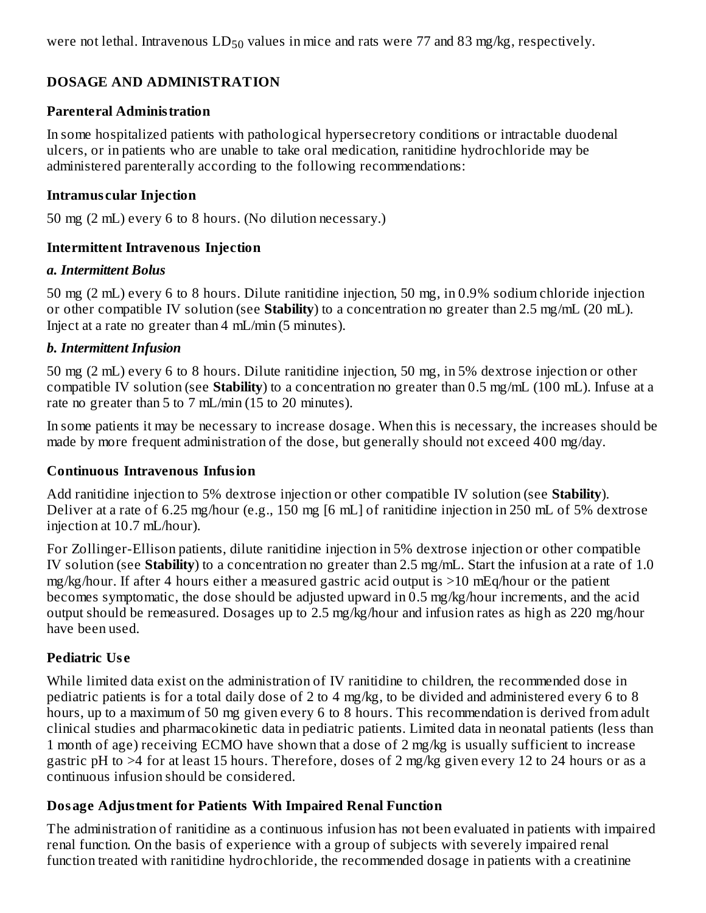were not lethal. Intravenous $LD_{50}$ values in mice and rats were 77 and 83 mg/kg, respectively.

## DOSAGE AND ADMINISTRATION

### Parenteral Administration

In some hospitalized patients with pathological hypersecretory conditions or intractable duodenal ulcers, or in patients who are unable to take oral medication, ranitidine hydrochloride may be administered parenterally according to the following recommendations:

### Intramuscular Injection

50 mg (2 mL) every 6 to 8 hours. (No dilution necessary.)

### Intermittent Intravenous Injection

#### *a. Intermittent Bolus*

50 mg (2 mL) every 6 to 8 hours. Dilute ranitidine injection, 50 mg, in 0.9% sodium chloride injection or other compatible IV solution (see **Stability**) to a concentration no greater than 2.5 mg/mL (20 mL). Inject at a rate no greater than 4 mL/min (5 minutes).

#### *b. Intermittent Infusion*

50 mg (2 mL) every 6 to 8 hours. Dilute ranitidine injection, 50 mg, in 5% dextrose injection or other compatible IV solution (see **Stability**) to a concentration no greater than 0.5 mg/mL (100 mL). Infuse at a rate no greater than 5 to 7 mL/min (15 to 20 minutes).

In some patients it may be necessary to increase dosage. When this is necessary, the increases should be made by more frequent administration of the dose, but generally should not exceed 400 mg/day.

### Continuous Intravenous Infusion

Add ranitidine injection to 5% dextrose injection or other compatible IV solution (see **Stability**). Deliver at a rate of 6.25 mg/hour (e.g., 150 mg [6 mL] of ranitidine injection in 250 mL of 5% dextrose injection at 10.7 mL/hour).

For Zollinger-Ellison patients, dilute ranitidine injection in 5% dextrose injection or other compatible IV solution (see **Stability**) to a concentration no greater than 2.5 mg/mL. Start the infusion at a rate of 1.0 mg/kg/hour. If after 4 hours either a measured gastric acid output is >10 mEq/hour or the patient becomes symptomatic, the dose should be adjusted upward in 0.5 mg/kg/hour increments, and the acid output should be remeasured. Dosages up to 2.5 mg/kg/hour and infusion rates as high as 220 mg/hour have been used.

### Pediatric Use

While limited data exist on the administration of IV ranitidine to children, the recommended dose in pediatric patients is for a total daily dose of 2 to 4 mg/kg, to be divided and administered every 6 to 8 hours, up to a maximum of 50 mg given every 6 to 8 hours. This recommendation is derived from adult clinical studies and pharmacokinetic data in pediatric patients. Limited data in neonatal patients (less than 1 month of age) receiving ECMO have shown that a dose of 2 mg/kg is usually sufficient to increase gastric pH to >4 for at least 15 hours. Therefore, doses of 2 mg/kg given every 12 to 24 hours or as a continuous infusion should be considered.

### Dosage Adjustment for Patients With Impaired Renal Function

The administration of ranitidine as a continuous infusion has not been evaluated in patients with impaired renal function. On the basis of experience with a group of subjects with severely impaired renal function treated with ranitidine hydrochloride, the recommended dosage in patients with a creatinine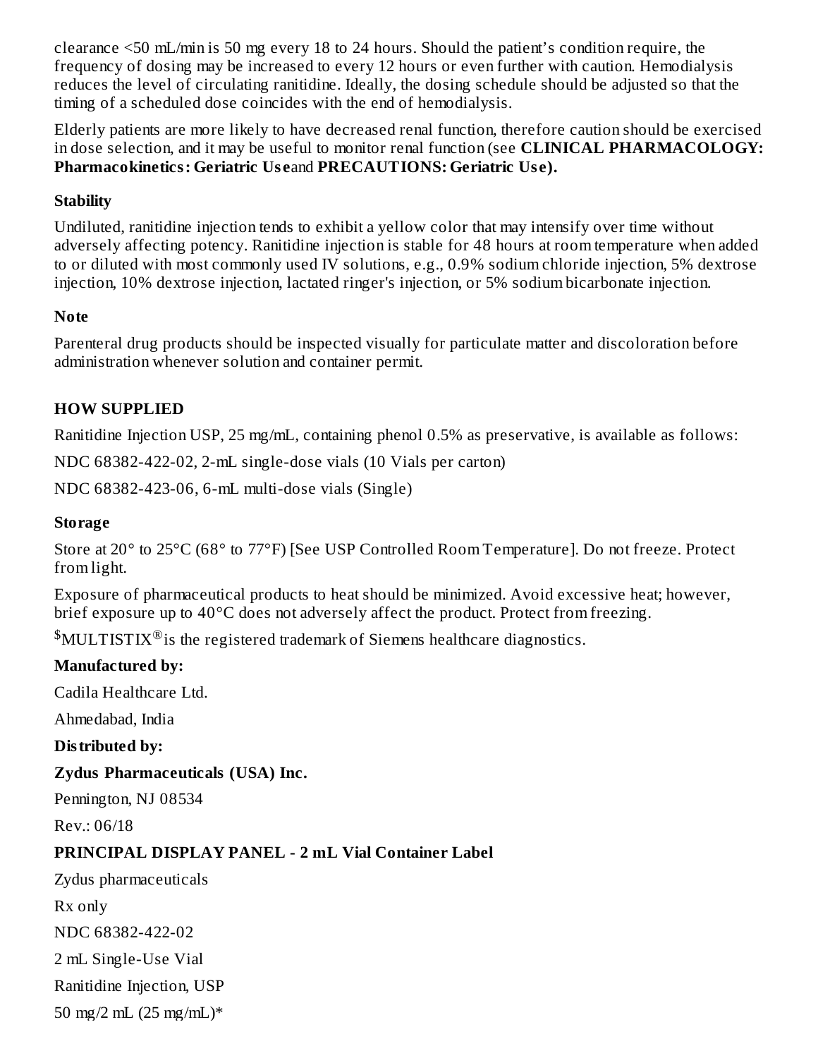clearance <50 mL/min is 50 mg every 18 to 24 hours. Should the patient's condition require, the frequency of dosing may be increased to every 12 hours or even further with caution. Hemodialysis reduces the level of circulating ranitidine. Ideally, the dosing schedule should be adjusted so that the timing of a scheduled dose coincides with the end of hemodialysis.

Elderly patients are more likely to have decreased renal function, therefore caution should be exercised in dose selection, and it may be useful to monitor renal function (see **CLINICAL PHARMACOLOGY: Pharmacokinetics: Geriatric Use** and **PRECAUTIONS: Geriatric Use).**

### Stability

Undiluted, ranitidine injection tends to exhibit a yellow color that may intensify over time without adversely affecting potency. Ranitidine injection is stable for 48 hours at room temperature when added to or diluted with most commonly used IV solutions, e.g., 0.9% sodium chloride injection, 5% dextrose injection, 10% dextrose injection, lactated ringer's injection, or 5% sodium bicarbonate injection.

### Note

Parenteral drug products should be inspected visually for particulate matter and discoloration before administration whenever solution and container permit.

## HOW SUPPLIED

Ranitidine Injection USP, 25 mg/mL, containing phenol 0.5% as preservative, is available as follows:

NDC 68382-422-02, 2-mL single-dose vials (10 Vials per carton)

NDC 68382-423-06, 6-mL multi-dose vials (Single)

### Storage

Store at 20° to 25°C (68° to 77°F) [See USP Controlled Room Temperature]. Do not freeze. Protect from light.

Exposure of pharmaceutical products to heat should be minimized. Avoid excessive heat; however, brief exposure up to 40°C does not adversely affect the product. Protect from freezing.

$MULTISTIX® is the registered trademark of Siemens healthcare diagnostics.

**Manufactured by:**

Cadila Healthcare Ltd.

Ahmedabad, India

**Distributed by:**

**Zydus Pharmaceuticals (USA) Inc.**

Pennington, NJ 08534

Rev.: 06/18

### PRINCIPAL DISPLAY PANEL - 2 mL Vial Container Label

Zydus pharmaceuticals

Rx only

NDC 68382-422-02

2 mL Single-Use Vial

Ranitidine Injection, USP

50 mg/2 mL (25 mg/mL)*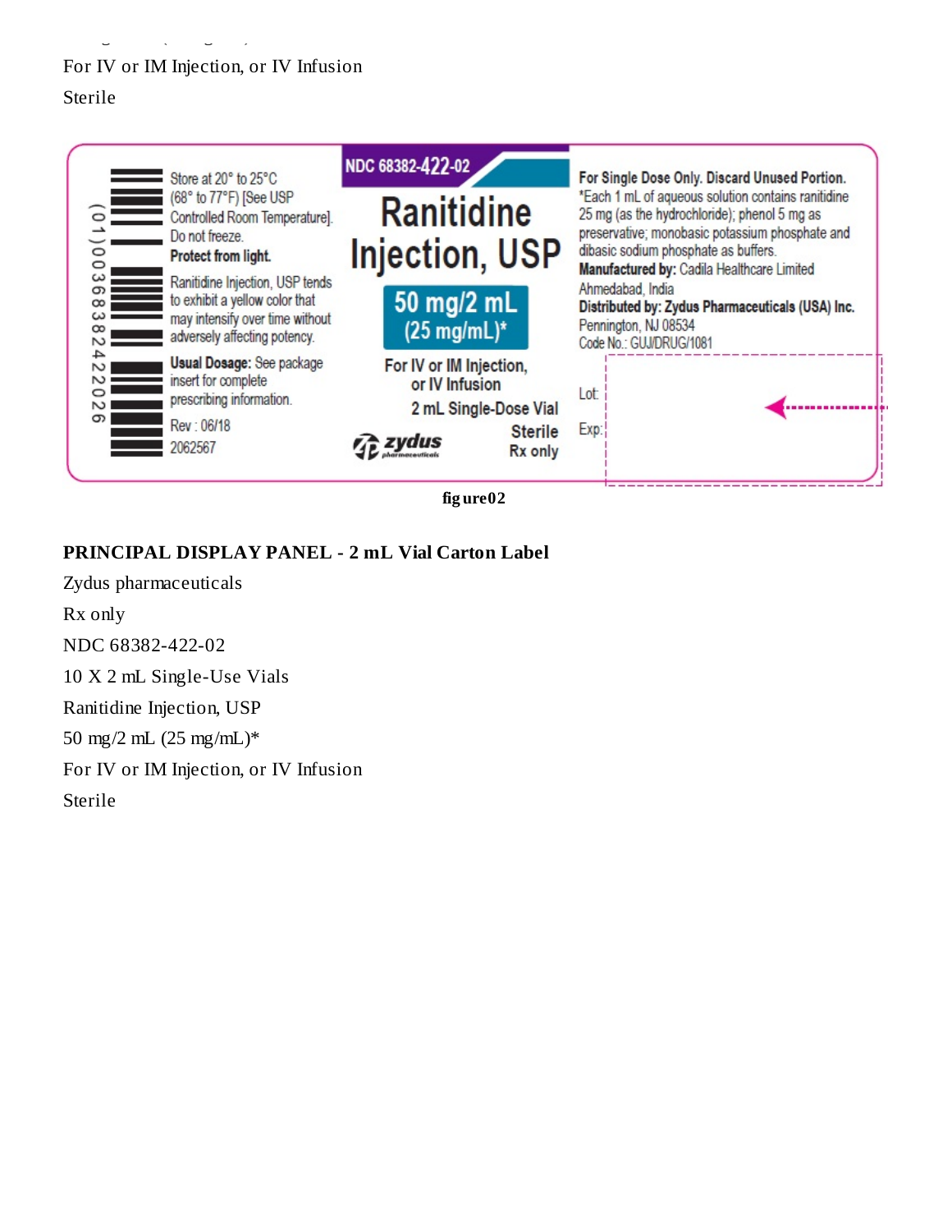For IV or IM Injection, or IV Infusion

Sterile

(01)00368382422026

Store at 20° to 25°C (68° to 77°F) [See USP Controlled Room Temperature]. Do not freeze.

**Protect from light.**

Ranitidine Injection, USP tends to exhibit a yellow color that may intensify over time without adversely affecting potency.

**Usual Dosage:** See package insert for complete prescribing information.

Rev : 06/18

2062567

NDC 68382-422-02

Ranitidine Injection, USP

50 mg/2 mL (25 mg/mL)*

For IV or IM Injection, or IV Infusion

2 mL Single-Dose Vial

Sterile

Rx only

zydus pharmaceuticals

**For Single Dose Only. Discard Unused Portion.**

*Each 1 mL of aqueous solution contains ranitidine 25 mg (as the hydrochloride); phenol 5 mg as preservative; monobasic potassium phosphate and dibasic sodium phosphate as buffers.

**Manufactured by:** Cadila Healthcare Limited Ahmedabad, India

**Distributed by: Zydus Pharmaceuticals (USA) Inc.** Pennington, NJ 08534

Code No.: GUJ/DRUG/1081

Lot:

Exp:

figure02

**PRINCIPAL DISPLAY PANEL - 2 mL Vial Carton Label**

Zydus pharmaceuticals

Rx only

NDC 68382-422-02

10 X 2 mL Single-Use Vials

Ranitidine Injection, USP

50 mg/2 mL (25 mg/mL)*

For IV or IM Injection, or IV Infusion

Sterile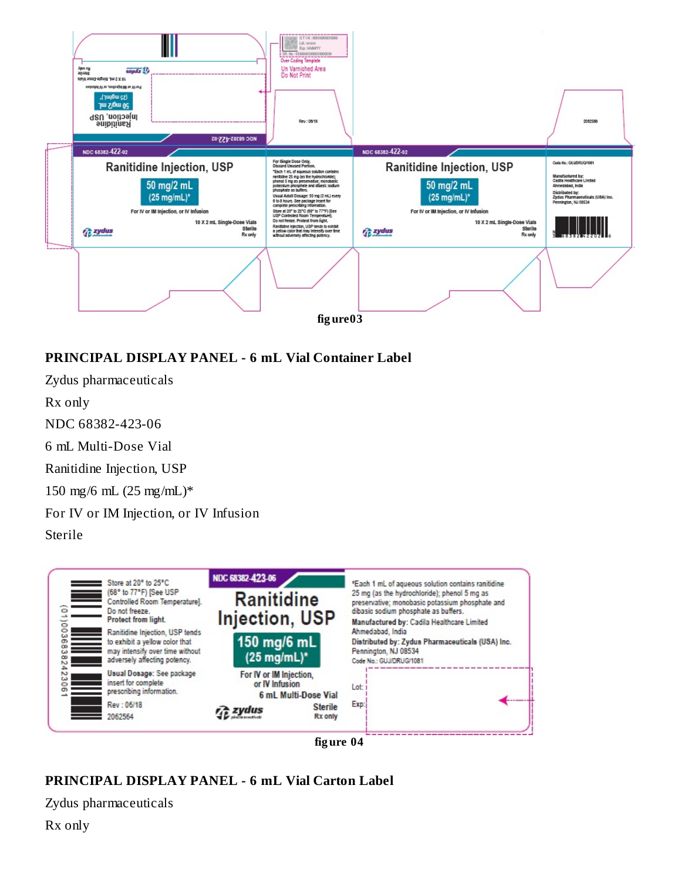figure03

**PRINCIPAL DISPLAY PANEL - 6 mL Vial Container Label**

Zydus pharmaceuticals

Rx only

NDC 68382-423-06

6 mL Multi-Dose Vial

Ranitidine Injection, USP

150 mg/6 mL (25 mg/mL)*

For IV or IM Injection, or IV Infusion

Sterile

figure 04

**PRINCIPAL DISPLAY PANEL - 6 mL Vial Carton Label**

Zydus pharmaceuticals

Rx only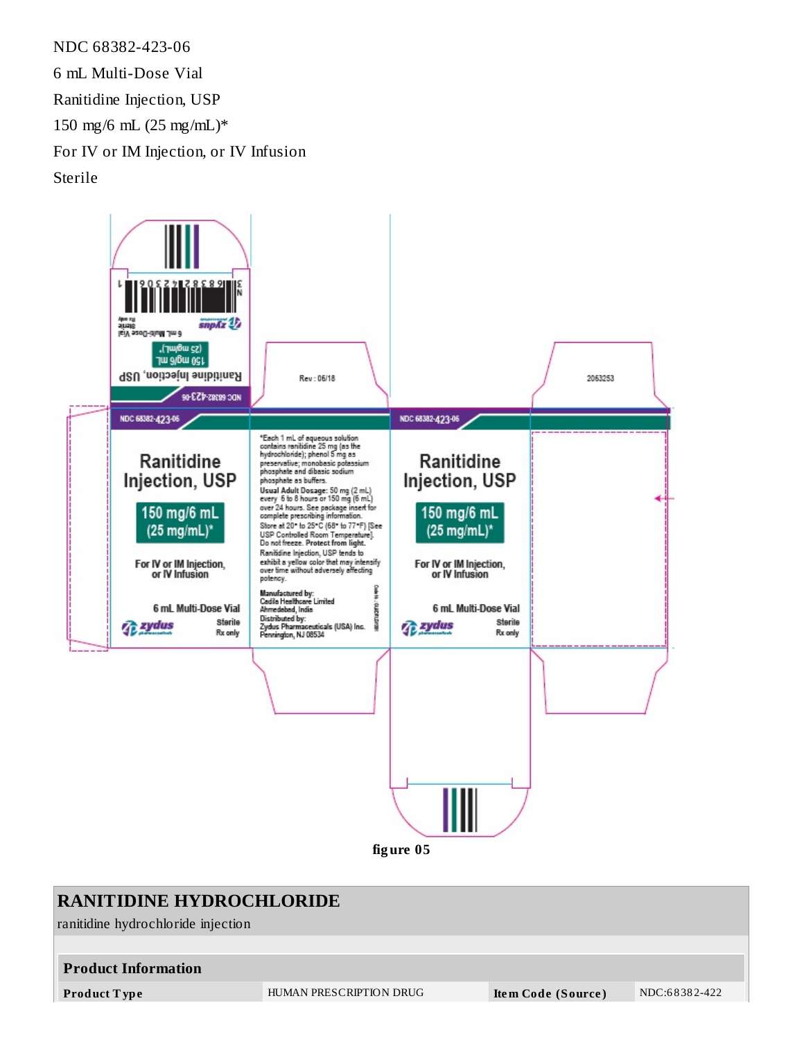NDC 68382-423-06

6 mL Multi-Dose Vial

Ranitidine Injection, USP

150 mg/6 mL (25 mg/mL)*

For IV or IM Injection, or IV Infusion

Sterile

NDC 68382-423-06

Ranitidine Injection, USP

150 mg/6 mL (25 mg/mL)*

For IV or IM Injection, or IV Infusion

6 mL Multi-Dose Vial

zydus

Sterile

Rx only

Rev : 06/18

*Each 1 mL of aqueous solution contains ranitidine 25 mg (as the hydrochloride); phenol 5 mg as preservative; monobasic potassium phosphate and dibasic sodium phosphate as buffers.

Usual Adult Dosage: 50 mg (2 mL) every 6 to 8 hours or 150 mg (6 mL) over 24 hours. See package insert for complete prescribing information.

Store at 20° to 25°C (68° to 77°F) [See USP Controlled Room Temperature]. Do not freeze. Protect from light.

Ranitidine Injection, USP tends to exhibit a yellow color that may intensify over time without adversely affecting potency.

Manufactured by:
Cadila Healthcare Limited
Ahmedabad, India

Distributed by:
Zydus Pharmaceuticals (USA) Inc.
Pennington, NJ 08534

2063253

figure 05

# RANITIDINE HYDROCHLORIDE

ranitidine hydrochloride injection

| Product Information | | | |
|---|---|---|---|
| **Product Type** | HUMAN PRESCRIPTION DRUG | **Item Code (Source)** | NDC:68382-422 |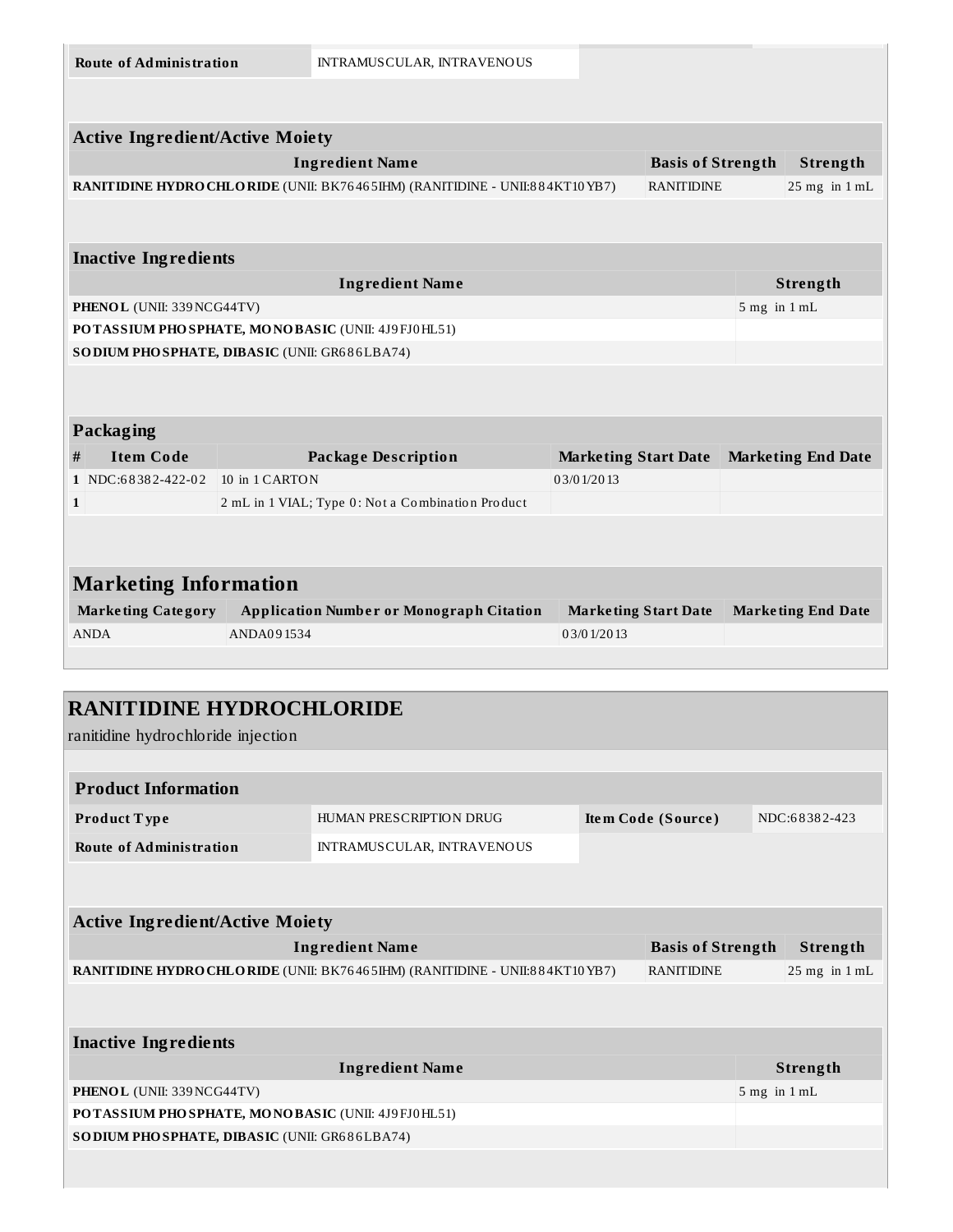| Route of Administration | INTRAMUSCULAR, INTRAVENOUS |
| --- | --- |

| Active Ingredient/Active Moiety | | |
| --- | --- | --- |
| Ingredient Name | Basis of Strength | Strength |
| **RANITIDINE HYDROCHLORIDE** (UNII: BK76465IHM) (RANITIDINE - UNII:884KT10YB7) | RANITIDINE | 25 mg in 1 mL |

| Inactive Ingredients | |
| --- | --- |
| Ingredient Name | Strength |
| **PHENOL** (UNII: 339NCG44TV) | 5 mg in 1 mL |
| **POTASSIUM PHOSPHATE, MONOBASIC** (UNII: 4J9FJ0HL51) | |
| **SODIUM PHOSPHATE, DIBASIC** (UNII: GR686LBA74) | |

| Packaging | | | | |
| --- | --- | --- | --- | --- |
| # | Item Code | Package Description | Marketing Start Date | Marketing End Date |
| 1 | NDC:68382-422-02 | 10 in 1 CARTON | 03/01/2013 | |
| 1 | | 2 mL in 1 VIAL; Type 0: Not a Combination Product | | |

## Marketing Information

| Marketing Category | Application Number or Monograph Citation | Marketing Start Date | Marketing End Date |
| --- | --- | --- | --- |
| ANDA | ANDA091534 | 03/01/2013 | |

## RANITIDINE HYDROCHLORIDE

ranitidine hydrochloride injection

| Product Information | | | |
| --- | --- | --- | --- |
| Product Type | HUMAN PRESCRIPTION DRUG | Item Code (Source) | NDC:68382-423 |
| Route of Administration | INTRAMUSCULAR, INTRAVENOUS | | |

| Active Ingredient/Active Moiety | | |
| --- | --- | --- |
| Ingredient Name | Basis of Strength | Strength |
| **RANITIDINE HYDROCHLORIDE** (UNII: BK76465IHM) (RANITIDINE - UNII:884KT10YB7) | RANITIDINE | 25 mg in 1 mL |

| Inactive Ingredients | |
| --- | --- |
| Ingredient Name | Strength |
| **PHENOL** (UNII: 339NCG44TV) | 5 mg in 1 mL |
| **POTASSIUM PHOSPHATE, MONOBASIC** (UNII: 4J9FJ0HL51) | |
| **SODIUM PHOSPHATE, DIBASIC** (UNII: GR686LBA74) | |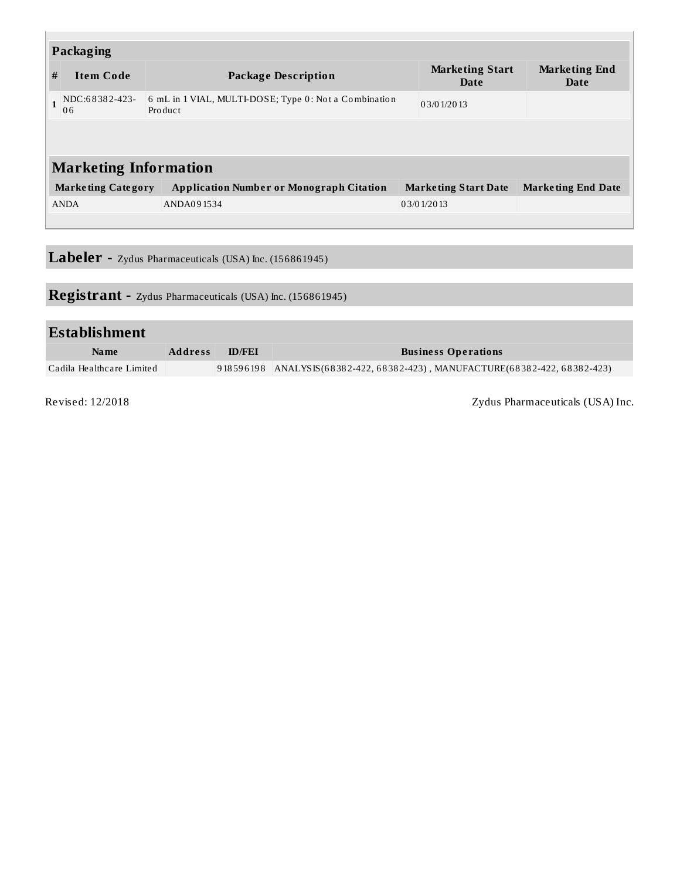## Packaging

| # | Item Code | Package Description | Marketing Start Date | Marketing End Date |
|---|---|---|---|---|
| 1 | NDC:68382-423-06 | 6 mL in 1 VIAL, MULTI-DOSE; Type 0: Not a Combination Product | 03/01/2013 | |

## Marketing Information

| Marketing Category | Application Number or Monograph Citation | Marketing Start Date | Marketing End Date |
|---|---|---|---|
| ANDA | ANDA091534 | 03/01/2013 | |

## Labeler - Zydus Pharmaceuticals (USA) Inc. (156861945)

## Registrant - Zydus Pharmaceuticals (USA) Inc. (156861945)

## Establishment

| Name | Address | ID/FEI | Business Operations |
|---|---|---|---|
| Cadila Healthcare Limited | | 918596198 | ANALYSIS(68382-422, 68382-423) , MANUFACTURE(68382-422, 68382-423) |

Revised: 12/2018

Zydus Pharmaceuticals (USA) Inc.